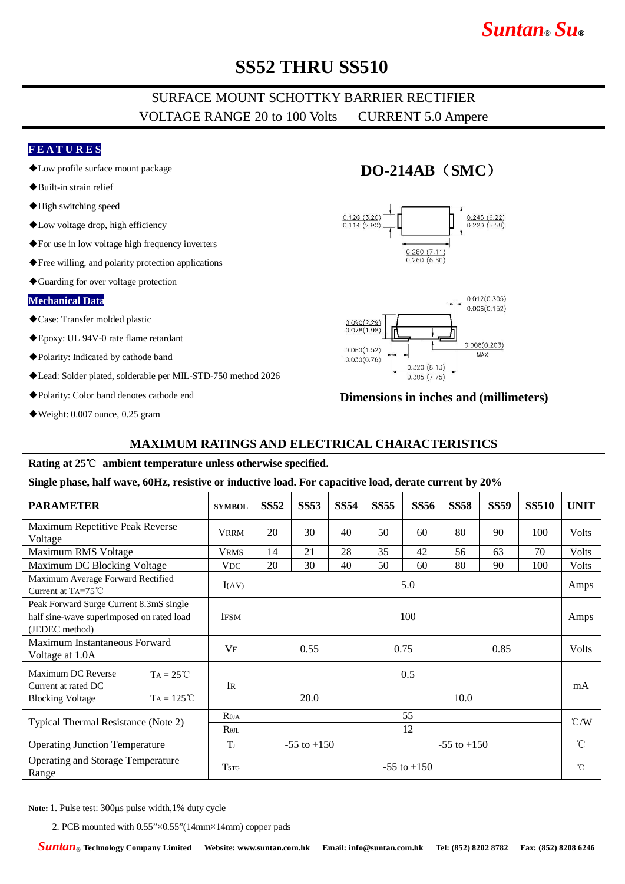# SS52 THRU SS510

## SURFACE MOUNT SCHOTTKY BARRIER RECTIFIER

VOLTAGE RANGE 20 to 100 Volts CURRENT 5.0 Ampere

### FEATURES

- ◆Low profile surface mount package
- ◆Built-in strain relief
- ◆High switching speed
- ◆Low voltage drop, high efficiency
- ◆For use in low voltage high frequency inverters
- ◆Free willing, and polarity protection applications
- ◆Guarding for over voltage protection

### Mechanical Data

- ◆Case: Transfer molded plastic
- ◆Epoxy: UL 94V-0 rate flame retardant
- ◆Polarity: Indicated by cathode band
- ◆Lead: Solder plated, solderable per MIL-STD-750 method 2026
- ◆Polarity: Color band denotes cathode end
- ◆Weight: 0.007 ounce, 0.25 gram

## DO-214AB（SMC）

0.126 (3.20)
0.114 (2.90)

0.245 (6.22)
0.220 (5.59)

0.280 (7.11)
0.260 (6.60)

0.012(0.305)
0.006(0.152)

0.090(2.29)
0.078(1.98)

0.008(0.203)
MAX

0.060(1.52)
0.030(0.76)

0.320 (8.13)
0.305 (7.75)

**Dimensions in inches and (millimeters)**

## MAXIMUM RATINGS AND ELECTRICAL CHARACTERISTICS

**Rating at 25℃ ambient temperature unless otherwise specified.**

**Single phase, half wave, 60Hz, resistive or inductive load. For capacitive load, derate current by 20%**

| PARAMETER | | SYMBOL | SS52 | SS53 | SS54 | SS55 | SS56 | SS58 | SS59 | SS510 | UNIT |
|---|---|---|---|---|---|---|---|---|---|---|---|
| Maximum Repetitive Peak Reverse Voltage | | $V_{RRM}$ | 20 | 30 | 40 | 50 | 60 | 80 | 90 | 100 | Volts |
| Maximum RMS Voltage | | $V_{RMS}$ | 14 | 21 | 28 | 35 | 42 | 56 | 63 | 70 | Volts |
| Maximum DC Blocking Voltage | | $V_{DC}$ | 20 | 30 | 40 | 50 | 60 | 80 | 90 | 100 | Volts |
| Maximum Average Forward Rectified Current at $T_A$=75℃ | | $I_{(AV)}$ | 5.0 | | | | | | | | Amps |
| Peak Forward Surge Current 8.3mS single half sine-wave superimposed on rated load (JEDEC method) | | $I_{FSM}$ | 100 | | | | | | | | Amps |
| Maximum Instantaneous Forward Voltage at 1.0A | | $V_F$ | 0.55 | | | 0.75 | | 0.85 | | | Volts |
| Maximum DC Reverse Current at rated DC Blocking Voltage | $T_A$ = 25℃ | $I_R$ | 0.5 | | | | | | | | mA |
| | $T_A$ = 125℃ | | 20.0 | | | 10.0 | | | | | |
| Typical Thermal Resistance (Note 2) | | $R_{\theta JA}$ | 55 | | | | | | | | ℃/W |
| | | $R_{\theta JL}$ | 12 | | | | | | | | |
| Operating Junction Temperature | | $T_J$ | -55 to +150 | | | -55 to +150 | | | | | ℃ |
| Operating and Storage Temperature Range | | $T_{STG}$ | -55 to +150 | | | | | | | | ℃ |

**Note:** 1. Pulse test: 300μs pulse width,1% duty cycle

2. PCB mounted with 0.55"×0.55"(14mm×14mm) copper pads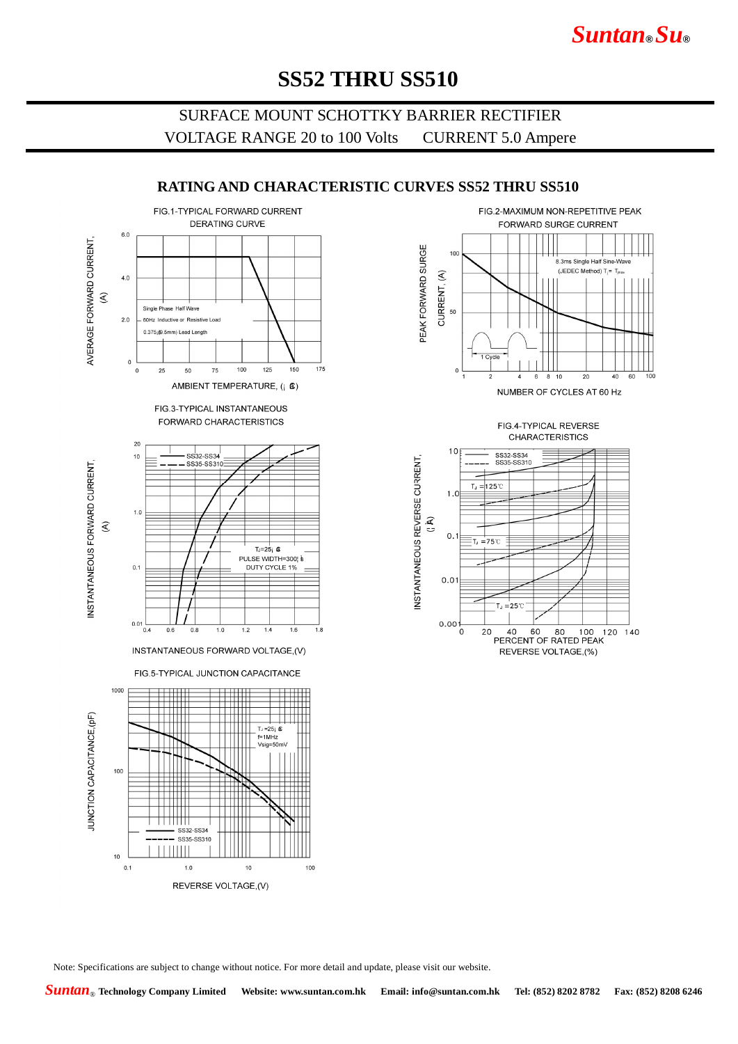# SS52 THRU SS510

SURFACE MOUNT SCHOTTKY BARRIER RECTIFIER

VOLTAGE RANGE 20 to 100 Volts CURRENT 5.0 Ampere

## RATING AND CHARACTERISTIC CURVES SS52 THRU SS510

FIG.1-TYPICAL FORWARD CURRENT DERATING CURVE

AVERAGE FORWARD CURRENT, (A)

6.0
4.0
2.0
0

Single Phase Half Wave
60Hz Inductive or Resistive Load
0.375(9.5mm) Lead Length

0 25 50 75 100 125 150 175

AMBIENT TEMPERATURE, (℃)

FIG.2-MAXIMUM NON-REPETITIVE PEAK FORWARD SURGE CURRENT

PEAK FORWARD SURGE CURRENT, (A)

100
50
0

8.3ms Single Half Sine-Wave
(JEDEC Method) $T_J = T_{Jmax}$

1 Cycle

1 2 4 6 8 10 20 40 60 100

NUMBER OF CYCLES AT 60 Hz

FIG.3-TYPICAL INSTANTANEOUS FORWARD CHARACTERISTICS

INSTANTANEOUS FORWARD CURRENT, (A)

20
10
1.0
0.1
0.01

SS32-SS34
SS35-SS310

$T_J$=25℃
PULSE WIDTH=300μs
DUTY CYCLE 1%

0.4 0.6 0.8 1.0 1.2 1.4 1.6 1.8

INSTANTANEOUS FORWARD VOLTAGE,(V)

FIG.4-TYPICAL REVERSE CHARACTERISTICS

INSTANTANEOUS REVERSE CURRENT, (μA)

10
1.0
0.1
0.01
0.001

SS32-SS34
SS35-SS310

$T_J$ =125℃
$T_J$ =75℃
$T_J$ =25℃

0 20 40 60 80 100 120 140

PERCENT OF RATED PEAK REVERSE VOLTAGE,(%)

FIG.5-TYPICAL JUNCTION CAPACITANCE

JUNCTION CAPACITANCE,(pF)

1000
100
10

$T_J$ =25℃
f=1MHz
Vsig=50mV

SS32-SS34
SS35-SS310

0.1 1.0 10 100

REVERSE VOLTAGE,(V)

Note: Specifications are subject to change without notice. For more detail and update, please visit our website.

**Suntan® Technology Company Limited Website: www.suntan.com.hk Email: info@suntan.com.hk Tel: (852) 8202 8782 Fax: (852) 8208 6246**